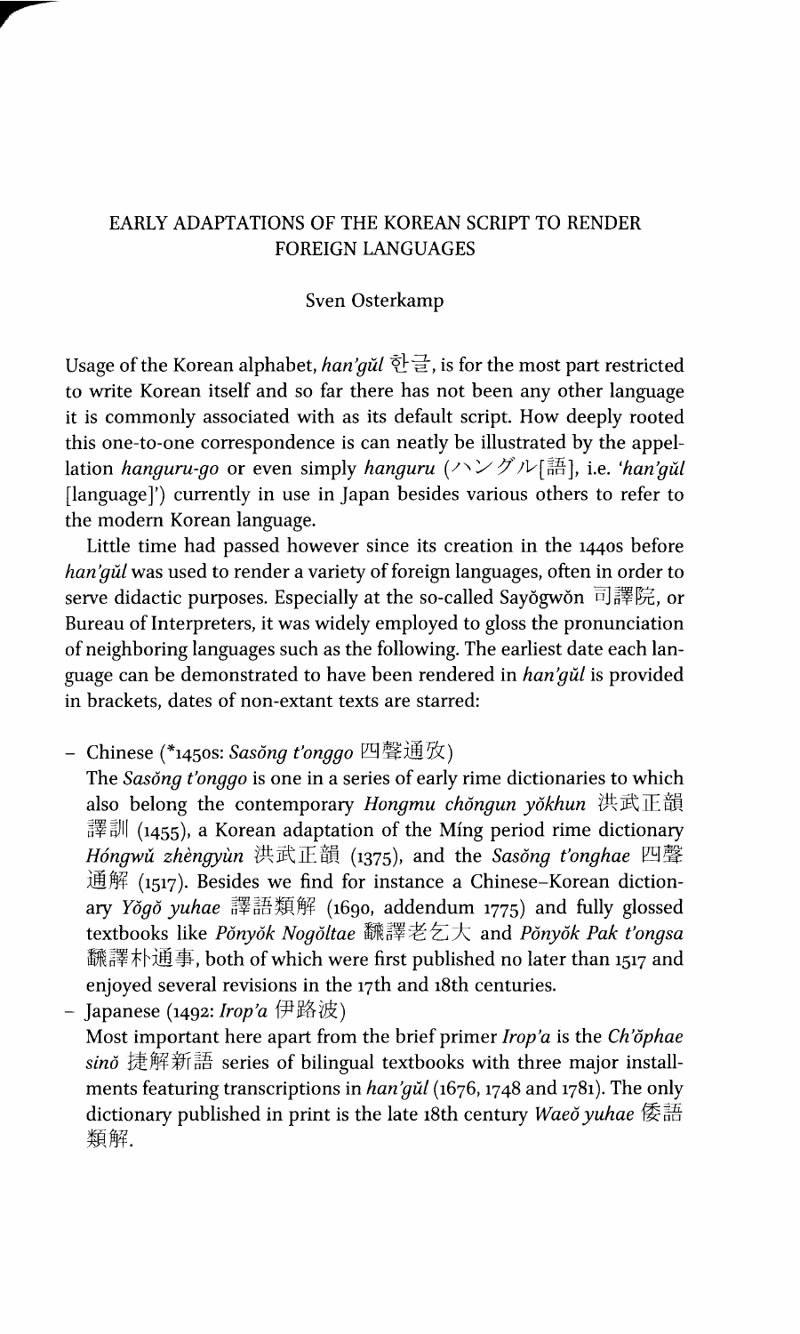# EARLY ADAPTATIONS OF THE KOREAN SCRIPT TO RENDER FOREIGN LANGUAGES

Sven Osterkamp

Usage of the Korean alphabet, *han'gŭl* 한글, is for the most part restricted to write Korean itself and so far there has not been any other language it is commonly associated with as its default script. How deeply rooted this one-to-one correspondence is can neatly be illustrated by the appellation *hanguru-go* or even simply *hanguru* (ハングル[語], i.e. '*han'gŭl* [language]') currently in use in Japan besides various others to refer to the modern Korean language.

Little time had passed however since its creation in the 1440s before *han'gŭl* was used to render a variety of foreign languages, often in order to serve didactic purposes. Especially at the so-called Sayŏgwŏn 司譯院, or Bureau of Interpreters, it was widely employed to gloss the pronunciation of neighboring languages such as the following. The earliest date each language can be demonstrated to have been rendered in *han'gŭl* is provided in brackets, dates of non-extant texts are starred:

- Chinese (*1450s: *Sasŏng t'onggo* 四聲通攷)
  The *Sasŏng t'onggo* is one in a series of early rime dictionaries to which also belong the contemporary *Hongmu chŏngun yŏkhun* 洪武正韻譯訓 (1455), a Korean adaptation of the Míng period rime dictionary *Hóngwǔ zhèngyùn* 洪武正韻 (1375), and the *Sasŏng t'onghae* 四聲通解 (1517). Besides we find for instance a Chinese–Korean dictionary *Yŏgŏ yuhae* 譯語類解 (1690, addendum 1775) and fully glossed textbooks like *Pŏnyŏk Nogŏltae* 飜譯老乞大 and *Pŏnyŏk Pak t'ongsa* 飜譯朴通事, both of which were first published no later than 1517 and enjoyed several revisions in the 17th and 18th centuries.
- Japanese (1492: *Irop'a* 伊路波)
  Most important here apart from the brief primer *Irop'a* is the *Ch'ŏphae sinŏ* 捷解新語 series of bilingual textbooks with three major installments featuring transcriptions in *han'gŭl* (1676, 1748 and 1781). The only dictionary published in print is the late 18th century *Waeŏ yuhae* 倭語類解.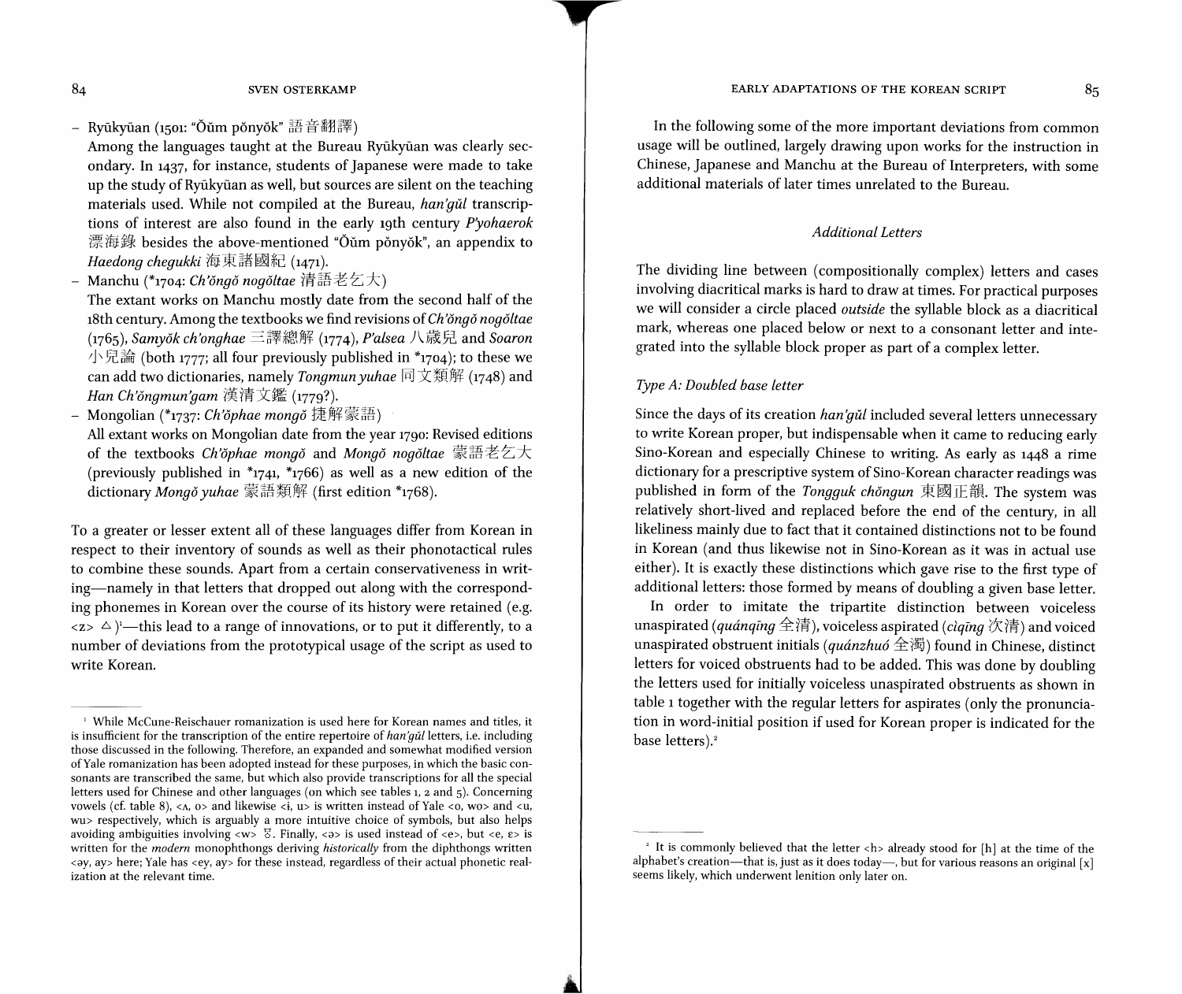- Ryūkyūan (1501: "Ŏŭm pŏnyŏk" 語音翻譯)

  Among the languages taught at the Bureau Ryūkyūan was clearly secondary. In 1437, for instance, students of Japanese were made to take up the study of Ryūkyūan as well, but sources are silent on the teaching materials used. While not compiled at the Bureau, *han'gŭl* transcriptions of interest are also found in the early 19th century *P'yohaerok* 漂海錄 besides the above-mentioned "Ŏŭm pŏnyŏk", an appendix to *Haedong chegukki* 海東諸國紀 (1471).
- Manchu (*1704: *Ch'ŏngŏ nogŏltae* 清語老乞大)

  The extant works on Manchu mostly date from the second half of the 18th century. Among the textbooks we find revisions of *Ch'ŏngŏ nogŏltae* (1765), *Samyŏk ch'onghae* 三譯總解 (1774), *P'alsea* 八歲兒 and *Soaron* 小兒論 (both 1777; all four previously published in *1704); to these we can add two dictionaries, namely *Tongmun yuhae* 同文類解 (1748) and *Han Ch'ŏngmun'gam* 漢清文鑑 (1779?).
- Mongolian (*1737: *Ch'ŏphae mongŏ* 捷解蒙語)

  All extant works on Mongolian date from the year 1790: Revised editions of the textbooks *Ch'ŏphae mongŏ* and *Mongŏ nogŏltae* 蒙語老乞大 (previously published in *1741, *1766) as well as a new edition of the dictionary *Mongŏ yuhae* 蒙語類解 (first edition *1768).

To a greater or lesser extent all of these languages differ from Korean in respect to their inventory of sounds as well as their phonotactical rules to combine these sounds. Apart from a certain conservativeness in writing—namely in that letters that dropped out along with the corresponding phonemes in Korean over the course of its history were retained (e.g. <z> ㅿ)[1]—this lead to a range of innovations, or to put it differently, to a number of deviations from the prototypical usage of the script as used to write Korean.

[1] While McCune-Reischauer romanization is used here for Korean names and titles, it is insufficient for the transcription of the entire repertoire of *han'gŭl* letters, i.e. including those discussed in the following. Therefore, an expanded and somewhat modified version of Yale romanization has been adopted instead for these purposes, in which the basic consonants are transcribed the same, but which also provide transcriptions for all the special letters used for Chinese and other languages (on which see tables 1, 2 and 5). Concerning vowels (cf. table 8), <ʌ, o> and likewise <i, u> is written instead of Yale <o, wo> and <u, wu> respectively, which is arguably a more intuitive choice of symbols, but also helps avoiding ambiguities involving <w> ㅸ. Finally, <ə> is used instead of <e>, but <e, ɛ> is written for the *modern* monophthongs deriving *historically* from the diphthongs written <əy, ay> here; Yale has <ey, ay> for these instead, regardless of their actual phonetic realization at the relevant time.

In the following some of the more important deviations from common usage will be outlined, largely drawing upon works for the instruction in Chinese, Japanese and Manchu at the Bureau of Interpreters, with some additional materials of later times unrelated to the Bureau.

### *Additional Letters*

The dividing line between (compositionally complex) letters and cases involving diacritical marks is hard to draw at times. For practical purposes we will consider a circle placed *outside* the syllable block as a diacritical mark, whereas one placed below or next to a consonant letter and integrated into the syllable block proper as part of a complex letter.

#### *Type A: Doubled base letter*

Since the days of its creation *han'gŭl* included several letters unnecessary to write Korean proper, but indispensable when it came to reducing early Sino-Korean and especially Chinese to writing. As early as 1448 a rime dictionary for a prescriptive system of Sino-Korean character readings was published in form of the *Tongguk chŏngun* 東國正韻. The system was relatively short-lived and replaced before the end of the century, in all likeliness mainly due to fact that it contained distinctions not to be found in Korean (and thus likewise not in Sino-Korean as it was in actual use either). It is exactly these distinctions which gave rise to the first type of additional letters: those formed by means of doubling a given base letter.

In order to imitate the tripartite distinction between voiceless unaspirated (*quánqīng* 全清), voiceless aspirated (*cìqīng* 次清) and voiced unaspirated obstruent initials (*quánzhuó* 全濁) found in Chinese, distinct letters for voiced obstruents had to be added. This was done by doubling the letters used for initially voiceless unaspirated obstruents as shown in table 1 together with the regular letters for aspirates (only the pronunciation in word-initial position if used for Korean proper is indicated for the base letters).[2]

[2] It is commonly believed that the letter <h> already stood for [h] at the time of the alphabet's creation—that is, just as it does today—, but for various reasons an original [x] seems likely, which underwent lenition only later on.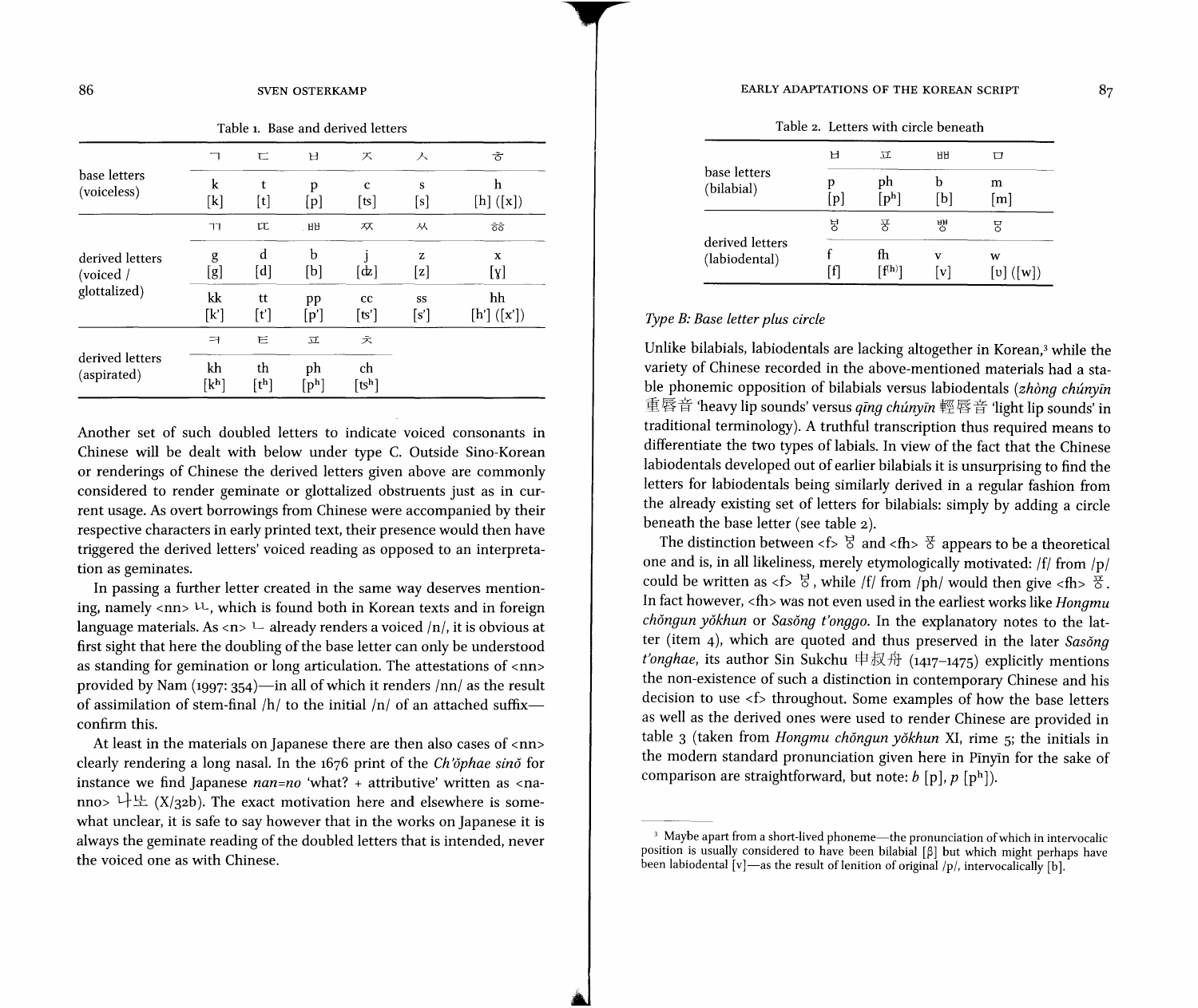Table 1. Base and derived letters

| | ㄱ | ㄷ | ㅂ | ㅈ | ㅅ | ㆆ |
|---|---|---|---|---|---|---|
| base letters (voiceless) | k [k] | t [t] | p [p] | c [ts] | s [s] | h [h] ([x]) |
| | ㄲ | ㄸ | ㅃ | ㅉ | ㅆ | ㆅ |
| derived letters (voiced / glottalized) | g [g] | d [d] | b [b] | j [dz] | z [z] | x [ɣ] |
| | kk [k'] | tt [t'] | pp [p'] | cc [ts'] | ss [s'] | hh [h'] ([x']) |
| | ㅋ | ㅌ | ㅍ | ㅊ | | |
| derived letters (aspirated) | kh [kʰ] | th [tʰ] | ph [pʰ] | ch [tsʰ] | | |

Another set of such doubled letters to indicate voiced consonants in Chinese will be dealt with below under type C. Outside Sino-Korean or renderings of Chinese the derived letters given above are commonly considered to render geminate or glottalized obstruents just as in current usage. As overt borrowings from Chinese were accompanied by their respective characters in early printed text, their presence would then have triggered the derived letters' voiced reading as opposed to an interpretation as geminates.

In passing a further letter created in the same way deserves mentioning, namely <nn> ㅥ, which is found both in Korean texts and in foreign language materials. As <n> ㄴ already renders a voiced /n/, it is obvious at first sight that here the doubling of the base letter can only be understood as standing for gemination or long articulation. The attestations of <nn> provided by Nam (1997: 354)—in all of which it renders /nn/ as the result of assimilation of stem-final /h/ to the initial /n/ of an attached suffix—confirm this.

At least in the materials on Japanese there are then also cases of <nn> clearly rendering a long nasal. In the 1676 print of the *Ch'ŏphae sinŏ* for instance we find Japanese *nan=no* 'what? + attributive' written as <na-nno> 나뇨 (X/32b). The exact motivation here and elsewhere is somewhat unclear, it is safe to say however that in the works on Japanese it is always the geminate reading of the doubled letters that is intended, never the voiced one as with Chinese.

Table 2. Letters with circle beneath

| | ㅂ | ㅍ | ㅃ | ㅁ |
|---|---|---|---|---|
| base letters (bilabial) | p [p] | ph [pʰ] | b [b] | m [m] |
| | ㅸ | ㆄ | ㅹ | ㅱ |
| derived letters (labiodental) | f [f] | fh [f⁽ʰ⁾] | v [v] | w [ʋ] ([w]) |

*Type B: Base letter plus circle*

Unlike bilabials, labiodentals are lacking altogether in Korean,[3] while the variety of Chinese recorded in the above-mentioned materials had a stable phonemic opposition of bilabials versus labiodentals (*zhòng chúnyīn* 重脣音 'heavy lip sounds' versus *qīng chúnyīn* 輕脣音 'light lip sounds' in traditional terminology). A truthful transcription thus required means to differentiate the two types of labials. In view of the fact that the Chinese labiodentals developed out of earlier bilabials it is unsurprising to find the letters for labiodentals being similarly derived in a regular fashion from the already existing set of letters for bilabials: simply by adding a circle beneath the base letter (see table 2).

The distinction between <f> ㅸ and <fh> ㆄ appears to be a theoretical one and is, in all likeliness, merely etymologically motivated: /f/ from /p/ could be written as <f> ㅸ, while /f/ from /ph/ would then give <fh> ㆄ. In fact however, <fh> was not even used in the earliest works like *Hongmu chŏngun yŏkhun* or *Sasŏng t'onggo*. In the explanatory notes to the latter (item 4), which are quoted and thus preserved in the later *Sasŏng t'onghae*, its author Sin Sukchu 申叔舟 (1417–1475) explicitly mentions the non-existence of such a distinction in contemporary Chinese and his decision to use <f> throughout. Some examples of how the base letters as well as the derived ones were used to render Chinese are provided in table 3 (taken from *Hongmu chŏngun yŏkhun* XI, rime 5; the initials in the modern standard pronunciation given here in Pīnyīn for the sake of comparison are straightforward, but note: *b* [p], *p* [pʰ]).

[3] Maybe apart from a short-lived phoneme—the pronunciation of which in intervocalic position is usually considered to have been bilabial [β] but which might perhaps have been labiodental [v]—as the result of lenition of original /p/, intervocalically [b].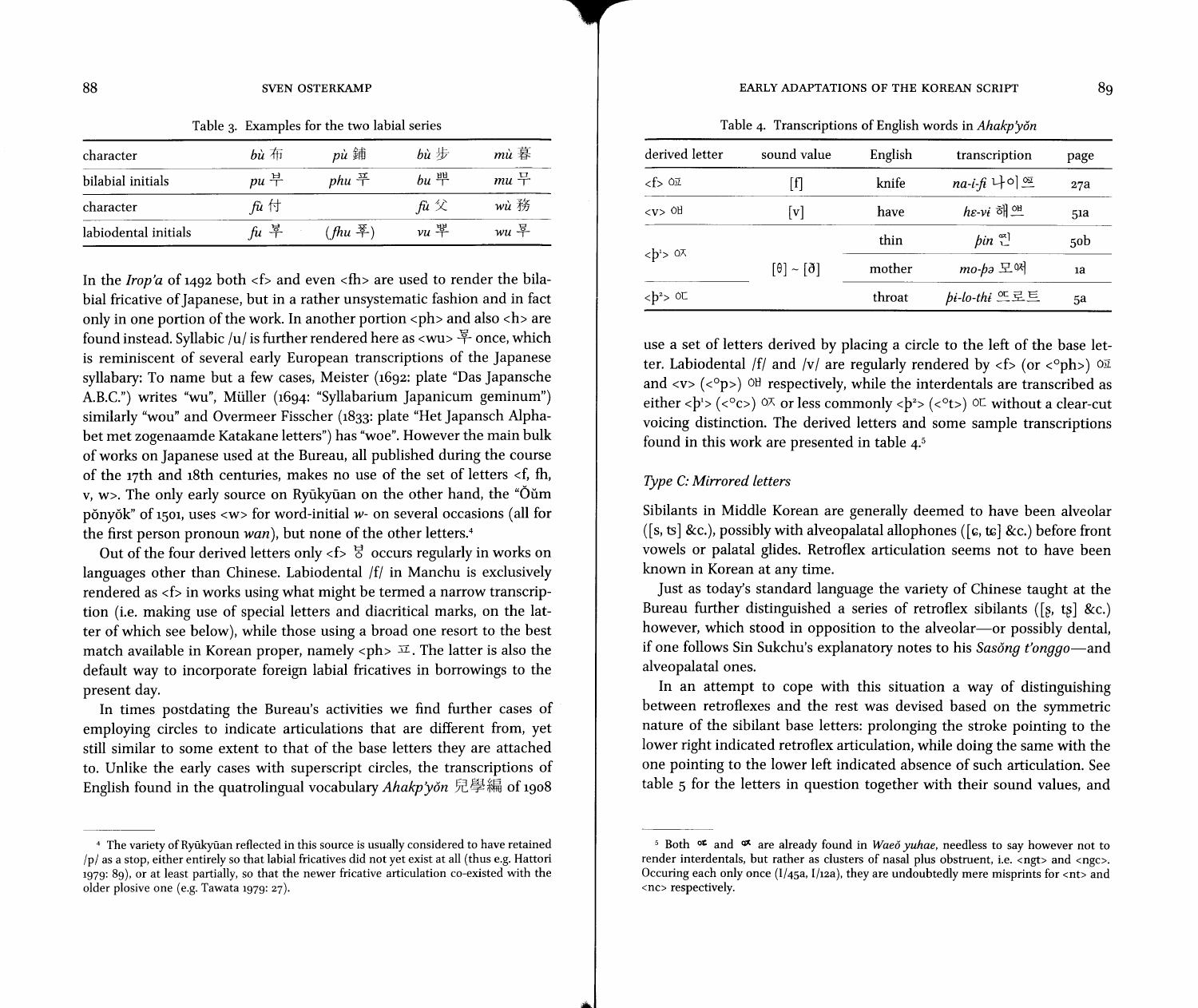Table 3. Examples for the two labial series

| character | *bù* 布 | *pù* 鋪 | *bù* 步 | *mù* 暮 |
|---|---|---|---|---|
| bilabial initials | *pu* 부 | *phu* 푸 | *bu* 뿌 | *mu* 무 |
| character | *fū* 付 | | *fù* 父 | *wù* 務 |
| labiodental initials | *fu* 붕 | (*fhu* 풍) | *vu* 뿡 | *wu* 뭉 |

In the *Irop'a* of 1492 both <f> and even <fh> are used to render the bilabial fricative of Japanese, but in a rather unsystematic fashion and in fact only in one portion of the work. In another portion <ph> and also <h> are found instead. Syllabic /u/ is further rendered here as <wu> 뭉 once, which is reminiscent of several early European transcriptions of the Japanese syllabary: To name but a few cases, Meister (1692: plate "Das Japansche A.B.C.") writes "wu", Müller (1694: "Syllabarium Japanicum geminum") similarly "wou" and Overmeer Fisscher (1833: plate "Het Japansch Alphabet met zogenaamde Katakane letters") has "woe". However the main bulk of works on Japanese used at the Bureau, all published during the course of the 17th and 18th centuries, makes no use of the set of letters <f, fh, v, w>. The only early source on Ryūkyūan on the other hand, the "Ŏŭm pŏnyŏk" of 1501, uses <w> for word-initial *w-* on several occasions (all for the first person pronoun *wan*), but none of the other letters.[4]

Out of the four derived letters only <f> ㅸ occurs regularly in works on languages other than Chinese. Labiodental /f/ in Manchu is exclusively rendered as <f> in works using what might be termed a narrow transcription (i.e. making use of special letters and diacritical marks, on the latter of which see below), while those using a broad one resort to the best match available in Korean proper, namely <ph> ㅍ. The latter is also the default way to incorporate foreign labial fricatives in borrowings to the present day.

In times postdating the Bureau's activities we find further cases of employing circles to indicate articulations that are different from, yet still similar to some extent to that of the base letters they are attached to. Unlike the early cases with superscript circles, the transcriptions of English found in the quatrolingual vocabulary *Ahakp'yŏn* 兒學編 of 1908 use a set of letters derived by placing a circle to the left of the base letter. Labiodental /f/ and /v/ are regularly rendered by <f> (or <°ph>) ㅇㅍ and <v> (<°p>) ㅇㅂ respectively, while the interdentals are transcribed as either <þ¹> (<°c>) ㅇㅈ or less commonly <þ²> (<°t>) ㅇㄷ without a clear-cut voicing distinction. The derived letters and some sample transcriptions found in this work are presented in table 4.[5]

Table 4. Transcriptions of English words in *Ahakp'yŏn*

| derived letter | sound value | English | transcription | page |
|---|---|---|---|---|
| <f> ㅇㅍ | [f] | knife | *na-i-fi* 나이ㅇ프 | 27a |
| <v> ㅇㅂ | [v] | have | *hɛ-vi* 해ㅇ브 | 51a |
| <þ¹> ㅇㅈ | [θ] ~ [ð] | thin | *þin* ㅇ진 | 50b |
| | | mother | *mo-þə* 모ㅇ저 | 1a |
| <þ²> ㅇㄷ | | throat | *þi-lo-thi* ㅇ드로트 | 5a |

### Type C: Mirrored letters

Sibilants in Middle Korean are generally deemed to have been alveolar ([s, ts] &c.), possibly with alveopalatal allophones ([ɕ, tɕ] &c.) before front vowels or palatal glides. Retroflex articulation seems not to have been known in Korean at any time.

Just as today's standard language the variety of Chinese taught at the Bureau further distinguished a series of retroflex sibilants ([ʂ, tʂ] &c.) however, which stood in opposition to the alveolar—or possibly dental, if one follows Sin Sukchu's explanatory notes to his *Sasŏng t'onggo*—and alveopalatal ones.

In an attempt to cope with this situation a way of distinguishing between retroflexes and the rest was devised based on the symmetric nature of the sibilant base letters: prolonging the stroke pointing to the lower right indicated retroflex articulation, while doing the same with the one pointing to the lower left indicated absence of such articulation. See table 5 for the letters in question together with their sound values, and

---

[4] The variety of Ryūkyūan reflected in this source is usually considered to have retained /p/ as a stop, either entirely so that labial fricatives did not yet exist at all (thus e.g. Hattori 1979: 89), or at least partially, so that the newer fricative articulation co-existed with the older plosive one (e.g. Tawata 1979: 27).

[5] Both ㅇㄷ and ㅇㅈ are already found in *Waeŏ yuhae*, needless to say however not to render interdentals, but rather as clusters of nasal plus obstruent, i.e. <ngt> and <ngc>. Occuring each only once (I/45a, I/12a), they are undoubtedly mere misprints for <nt> and <nc> respectively.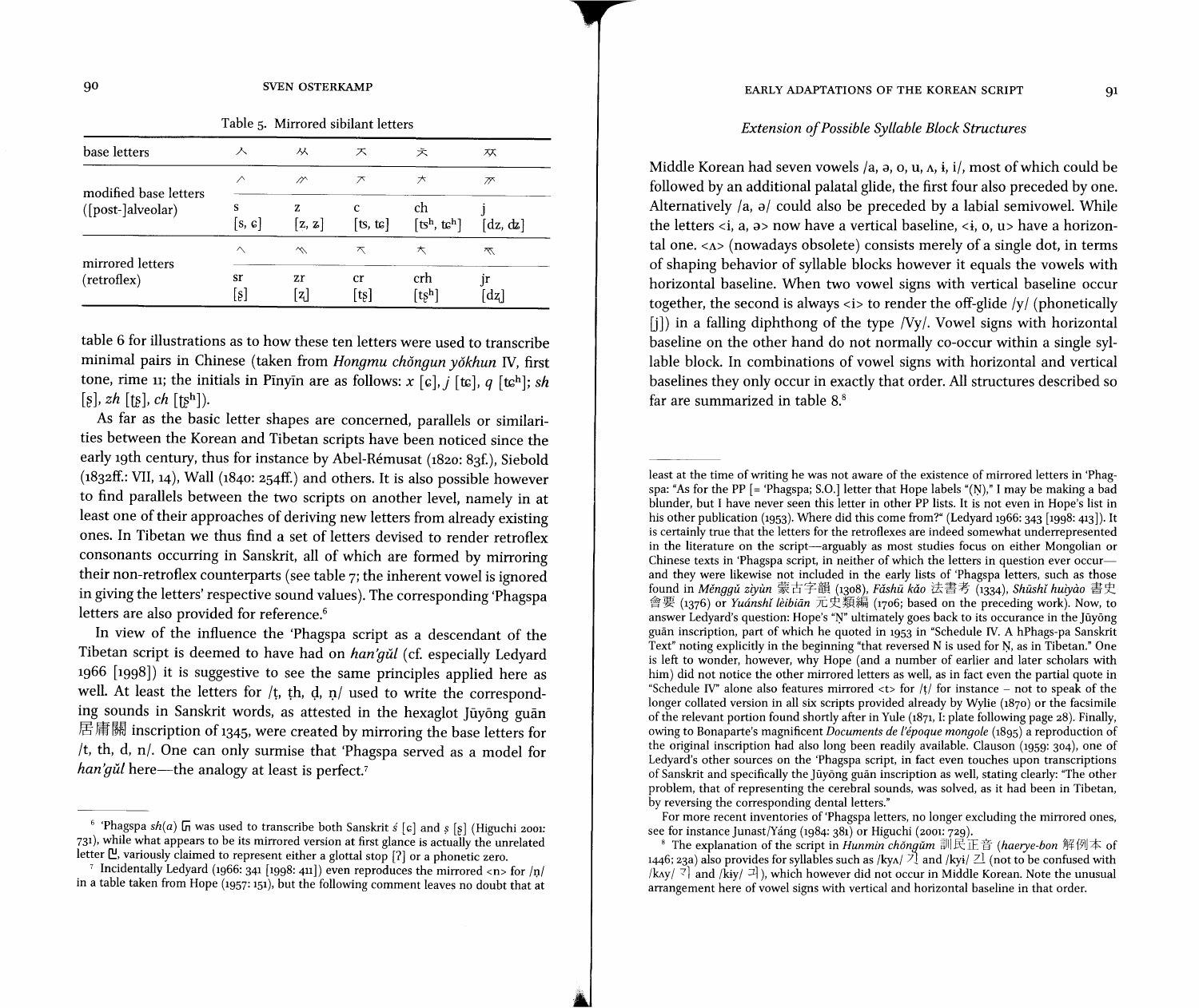Table 5. Mirrored sibilant letters

| base letters | ㅅ | ㅆ | ㅈ | ㅊ | ㅉ |
|---|---|---|---|---|---|
| modified base letters ([post-]alveolar) | ᄼ | ᄽ | ᅎ | ᅔ | ᅏ |
| | s [s, ɕ] | z [z, ʑ] | c [ts, tɕ] | ch [tsʰ, tɕʰ] | j [dz, dʑ] |
| mirrored letters (retroflex) | ᄾ | ᄿ | ᅐ | ᅕ | ᅑ |
| | sr [ʂ] | zr [ʐ] | cr [tʂ] | crh [tʂʰ] | jr [dʐ] |

table 6 for illustrations as to how these ten letters were used to transcribe minimal pairs in Chinese (taken from *Hongmu chŏngun yŏkhun* IV, first tone, rime 11; the initials in Pīnyīn are as follows: *x* [ɕ], *j* [tɕ], *q* [tɕʰ]; *sh* [ʂ], *zh* [tʂ], *ch* [tʂʰ]).

As far as the basic letter shapes are concerned, parallels or similarities between the Korean and Tibetan scripts have been noticed since the early 19th century, thus for instance by Abel-Rémusat (1820: 83f.), Siebold (1832ff.: VII, 14), Wall (1840: 254ff.) and others. It is also possible however to find parallels between the two scripts on another level, namely in at least one of their approaches of deriving new letters from already existing ones. In Tibetan we thus find a set of letters devised to render retroflex consonants occurring in Sanskrit, all of which are formed by mirroring their non-retroflex counterparts (see table 7; the inherent vowel is ignored in giving the letters' respective sound values). The corresponding 'Phagspa letters are also provided for reference.[6]

In view of the influence the 'Phagspa script as a descendant of the Tibetan script is deemed to have had on *han'gŭl* (cf. especially Ledyard 1966 [1998]) it is suggestive to see the same principles applied here as well. At least the letters for /ṭ, ṭh, ḍ, ṇ/ used to write the corresponding sounds in Sanskrit words, as attested in the hexaglot Jūyōng guān 居庸關 inscription of 1345, were created by mirroring the base letters for /t, th, d, n/. One can only surmise that 'Phagspa served as a model for *han'gŭl* here—the analogy at least is perfect.[7]

### Extension of Possible Syllable Block Structures

Middle Korean had seven vowels /a, ə, o, u, ʌ, ɨ, i/, most of which could be followed by an additional palatal glide, the first four also preceded by one. Alternatively /a, ə/ could also be preceded by a labial semivowel. While the letters <i, a, ə> now have a vertical baseline, <ɨ, o, u> have a horizontal one. <ʌ> (nowadays obsolete) consists merely of a single dot, in terms of shaping behavior of syllable blocks however it equals the vowels with horizontal baseline. When two vowel signs with vertical baseline occur together, the second is always <i> to render the off-glide /y/ (phonetically [j]) in a falling diphthong of the type /Vy/. Vowel signs with horizontal baseline on the other hand do not normally co-occur within a single syllable block. In combinations of vowel signs with horizontal and vertical baselines they only occur in exactly that order. All structures described so far are summarized in table 8.[8]

---

[6] 'Phagspa *sh(a)* ꡚ was used to transcribe both Sanskrit *ś* [ɕ] and *ṣ* [ʂ] (Higuchi 2001: 731), while what appears to be its mirrored version at first glance is actually the unrelated letter ꡛ, variously claimed to represent either a glottal stop [ʔ] or a phonetic zero.

[7] Incidentally Ledyard (1966: 341 [1998: 411]) even reproduces the mirrored <n> for /ṇ/ in a table taken from Hope (1957: 151), but the following comment leaves no doubt that at least at the time of writing he was not aware of the existence of mirrored letters in 'Phagspa: "As for the PP [= 'Phagspa; S.O.] letter that Hope labels "(Ṇ)," I may be making a bad blunder, but I have never seen this letter in other PP lists. It is not even in Hope's list in his other publication (1953). Where did this come from?" (Ledyard 1966: 343 [1998: 413]). It is certainly true that the letters for the retroflexes are indeed somewhat underrepresented in the literature on the script—arguably as most studies focus on either Mongolian or Chinese texts in 'Phagspa script, in neither of which the letters in question ever occur—and they were likewise not included in the early lists of 'Phagspa letters, such as those found in *Měnggǔ zìyùn* 蒙古字韻 (1308), *Fǎshū kǎo* 法書考 (1334), *Shūshǐ huìyào* 書史會要 (1376) or *Yuánshǐ lèibiān* 元史類編 (1706; based on the preceding work). Now, to answer Ledyard's question: Hope's "Ṇ" ultimately goes back to its occurance in the Jūyōng guān inscription, part of which he quoted in 1953 in "Schedule IV. A hPhags-pa Sanskrit Text" noting explicitly in the beginning "that reversed N is used for Ṇ, as in Tibetan." One is left to wonder, however, why Hope (and a number of earlier and later scholars with him) did not notice the other mirrored letters as well, as in fact even the partial quote in "Schedule IV" alone also features mirrored <t> for /ṭ/ for instance – not to speak of the longer collated version in all six scripts provided already by Wylie (1870) or the facsimile of the relevant portion found shortly after in Yule (1871, I: plate following page 28). Finally, owing to Bonaparte's magnificent *Documents de l'époque mongole* (1895) a reproduction of the original inscription had also long been readily available. Clauson (1959: 304), one of Ledyard's other sources on the 'Phagspa script, in fact even touches upon transcriptions of Sanskrit and specifically the Jūyōng guān inscription as well, stating clearly: "The other problem, that of representing the cerebral sounds, was solved, as it had been in Tibetan, by reversing the corresponding dental letters."

For more recent inventories of 'Phagspa letters, no longer excluding the mirrored ones, see for instance Junast/Yáng (1984: 381) or Higuchi (2001: 729).

[8] The explanation of the script in *Hunmin chŏngŭm* 訓民正音 (*haerye-bon* 解例本 of 1446: 23a) also provides for syllables such as /kyʌ/ ᄀᆝ and /kyi/ ᄀᆜ (not to be confused with /kʌy/ ᄀᆡ and /kɨy/ 긔), which however did not occur in Middle Korean. Note the unusual arrangement here of vowel signs with vertical and horizontal baseline in that order.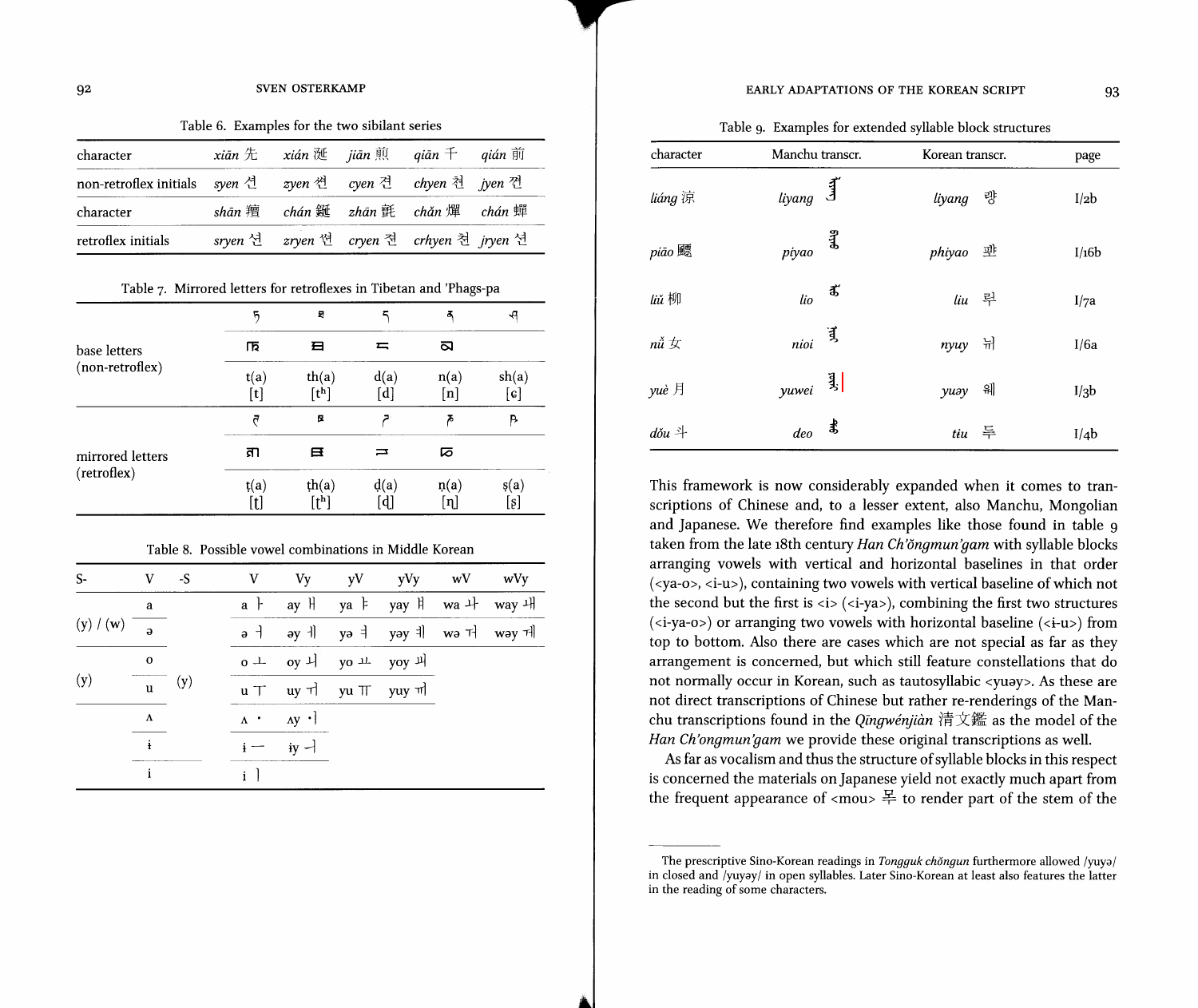Table 6. Examples for the two sibilant series

| character | xiān 先 | xián 涎 | jiān 煎 | qiān 千 | qián 前 |
|---|---|---|---|---|---|
| non-retroflex initials | syen 션 | zyen 쎤 | cyen 젼 | chyen 쳔 | jyen 쪈 |
| character | shān 羶 | chán 鋋 | zhān 氈 | chǎn 燀 | chán 蟬 |
| retroflex initials | sryen 션 | zryen 쎤 | cryen 젼 | crhyen 쳔 | jryen 쪈 |

Table 7. Mirrored letters for retroflexes in Tibetan and 'Phags-pa

| | | | | | |
|---|---|---|---|---|---|
| base letters (non-retroflex) | ཏ | ཐ | ད | ན | ཤ |
| | ꡊ | ꡋ | ꡌ | ꡍ | |
| | t(a) [t] | th(a) [tʰ] | d(a) [d] | n(a) [n] | sh(a) [ɕ] |
| mirrored letters (retroflex) | ཊ | ཋ | ཌ | ཎ | ཥ |
| | ꡩ | ꡪ | ꡫ | ꡬ | |
| | ṭ(a) [ʈ] | ṭh(a) [ʈʰ] | ḍ(a) [ɖ] | ṇ(a) [ɳ] | ṣ(a) [ʂ] |

Table 8. Possible vowel combinations in Middle Korean

| S- | V | -S | V | Vy | yV | yVy | wV | wVy |
|---|---|---|---|---|---|---|---|---|
| (y) / (w) | a | | a ㅏ | ay ㅐ | ya ㅑ | yay ㅒ | wa ㅘ | way ㅙ |
| | ə | | ə ㅓ | əy ㅔ | yə ㅕ | yəy ㅖ | wə ㅝ | wəy ㅞ |
| (y) | o | (y) | o ㅗ | oy ㅚ | yo ㅛ | yoy ㆉ | | |
| | u | | u ㅜ | uy ㅟ | yu ㅠ | yuy ㆌ | | |
| | ʌ | | ʌ ㆍ | ʌy ㆎ | | | | |
| | ɨ | | ɨ ㅡ | ɨy ㅢ | | | | |
| | i | | i ㅣ | | | | | |

Table 9. Examples for extended syllable block structures

| character | Manchu transcr. | Korean transcr. | page |
|---|---|---|---|
| liáng 涼 | liyang | liyang 량 | I/2b |
| piāo 飃 | piyao | phiyao 퍄 | I/16b |
| liǔ 柳 | lio | liu 릐 | I/7a |
| nǚ 女 | nioi | nyuy 뉘 | I/6a |
| yuè 月 | yuwei | yuəy 웨 | I/3b |
| dǒu 斗 | deo | tiu 듀 | I/4b |

This framework is now considerably expanded when it comes to transcriptions of Chinese and, to a lesser extent, also Manchu, Mongolian and Japanese. We therefore find examples like those found in table 9 taken from the late 18th century *Han Ch'ŏngmun'gam* with syllable blocks arranging vowels with vertical and horizontal baselines in that order (<ya-o>, <i-u>), containing two vowels with vertical baseline of which not the second but the first is <i> (<i-ya>), combining the first two structures (<i-ya-o>) or arranging two vowels with horizontal baseline (<i-u>) from top to bottom. Also there are cases which are not special as far as they arrangement is concerned, but which still feature constellations that do not normally occur in Korean, such as tautosyllabic <yuəy>. As these are not direct transcriptions of Chinese but rather re-renderings of the Manchu transcriptions found in the *Qīngwénjiàn* 清文鑑 as the model of the *Han Ch'ongmun'gam* we provide these original transcriptions as well.

As far as vocalism and thus the structure of syllable blocks in this respect is concerned the materials on Japanese yield not exactly much apart from the frequent appearance of <mou> 뫃 to render part of the stem of the

The prescriptive Sino-Korean readings in *Tongguk chŏngun* furthermore allowed /yuyə/ in closed and /yuyəy/ in open syllables. Later Sino-Korean at least also features the latter in the reading of some characters.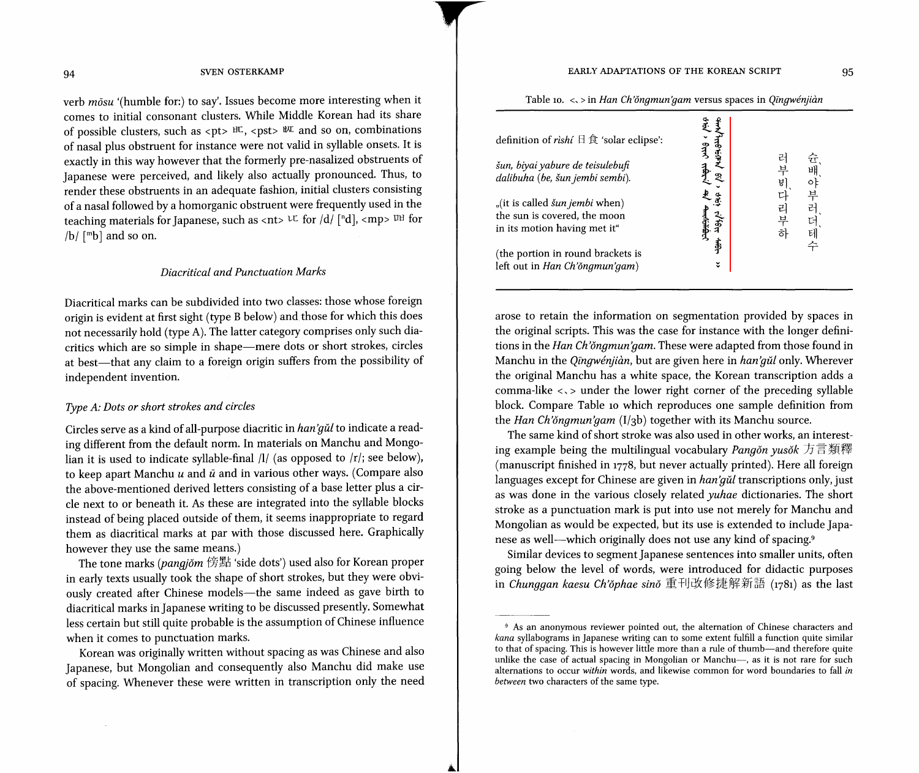verb *mōsu* '(humble for:) to say'. Issues become more interesting when it comes to initial consonant clusters. While Middle Korean had its share of possible clusters, such as <pt> ㅳ, <pst> ㅴ and so on, combinations of nasal plus obstruent for instance were not valid in syllable onsets. It is exactly in this way however that the formerly pre-nasalized obstruents of Japanese were perceived, and likely also actually pronounced. Thus, to render these obstruents in an adequate fashion, initial clusters consisting of a nasal followed by a homorganic obstruent were frequently used in the teaching materials for Japanese, such as <nt> ᄔ for /d/ [ⁿd], <mp> ᄜ for /b/ [ᵐb] and so on.

### *Diacritical and Punctuation Marks*

Diacritical marks can be subdivided into two classes: those whose foreign origin is evident at first sight (type B below) and those for which this does not necessarily hold (type A). The latter category comprises only such diacritics which are so simple in shape—mere dots or short strokes, circles at best—that any claim to a foreign origin suffers from the possibility of independent invention.

#### *Type A: Dots or short strokes and circles*

Circles serve as a kind of all-purpose diacritic in *han'gŭl* to indicate a reading different from the default norm. In materials on Manchu and Mongolian it is used to indicate syllable-final /l/ (as opposed to /r/; see below), to keep apart Manchu *u* and *ū* and in various other ways. (Compare also the above-mentioned derived letters consisting of a base letter plus a circle next to or beneath it. As these are integrated into the syllable blocks instead of being placed outside of them, it seems inappropriate to regard them as diacritical marks at par with those discussed here. Graphically however they use the same means.)

The tone marks (*pangjŏm* 傍點 'side dots') used also for Korean proper in early texts usually took the shape of short strokes, but they were obviously created after Chinese models—the same indeed as gave birth to diacritical marks in Japanese writing to be discussed presently. Somewhat less certain but still quite probable is the assumption of Chinese influence when it comes to punctuation marks.

Korean was originally written without spacing as was Chinese and also Japanese, but Mongolian and consequently also Manchu did make use of spacing. Whenever these were written in transcription only the need arose to retain the information on segmentation provided by spaces in the original scripts. This was the case for instance with the longer definitions in the *Han Ch'ŏngmun'gam*. These were adapted from those found in Manchu in the *Qīngwénjiàn*, but are given here in *han'gŭl* only. Wherever the original Manchu has a white space, the Korean transcription adds a comma-like <、> under the lower right corner of the preceding syllable block. Compare Table 10 which reproduces one sample definition from the *Han Ch'ŏngmun'gam* (I/3b) together with its Manchu source.

Table 10. <、> in *Han Ch'ŏngmun'gam* versus spaces in *Qīngwénjiàn*

| | | |
|---|---|---|
| definition of *rìshí* 日食 'solar eclipse':<br><br>*šun, biyai yabure de teisulebufi dalibuha (be, šun jembi sembi).*<br><br>„(it is called *šun jembi* when) the sun is covered, the moon in its motion having met it"<br><br>(the portion in round brackets is left out in *Han Ch'ŏngmun'gam*) | [Manchu script] | 슌、배、야부러、더、테수 러부비、다리부하 |

The same kind of short stroke was also used in other works, an interesting example being the multilingual vocabulary *Pangŏn yusŏk* 方言類釋 (manuscript finished in 1778, but never actually printed). Here all foreign languages except for Chinese are given in *han'gŭl* transcriptions only, just as was done in the various closely related *yuhae* dictionaries. The short stroke as a punctuation mark is put into use not merely for Manchu and Mongolian as would be expected, but its use is extended to include Japanese as well—which originally does not use any kind of spacing.[9]

Similar devices to segment Japanese sentences into smaller units, often going below the level of words, were introduced for didactic purposes in *Chunggan kaesu Ch'ŏphae sinŏ* 重刊改修捷解新語 (1781) as the last

---

[9] As an anonymous reviewer pointed out, the alternation of Chinese characters and *kana* syllabograms in Japanese writing can to some extent fulfill a function quite similar to that of spacing. This is however little more than a rule of thumb—and therefore quite unlike the case of actual spacing in Mongolian or Manchu—, as it is not rare for such alternations to occur *within* words, and likewise common for word boundaries to fall *in between* two characters of the same type.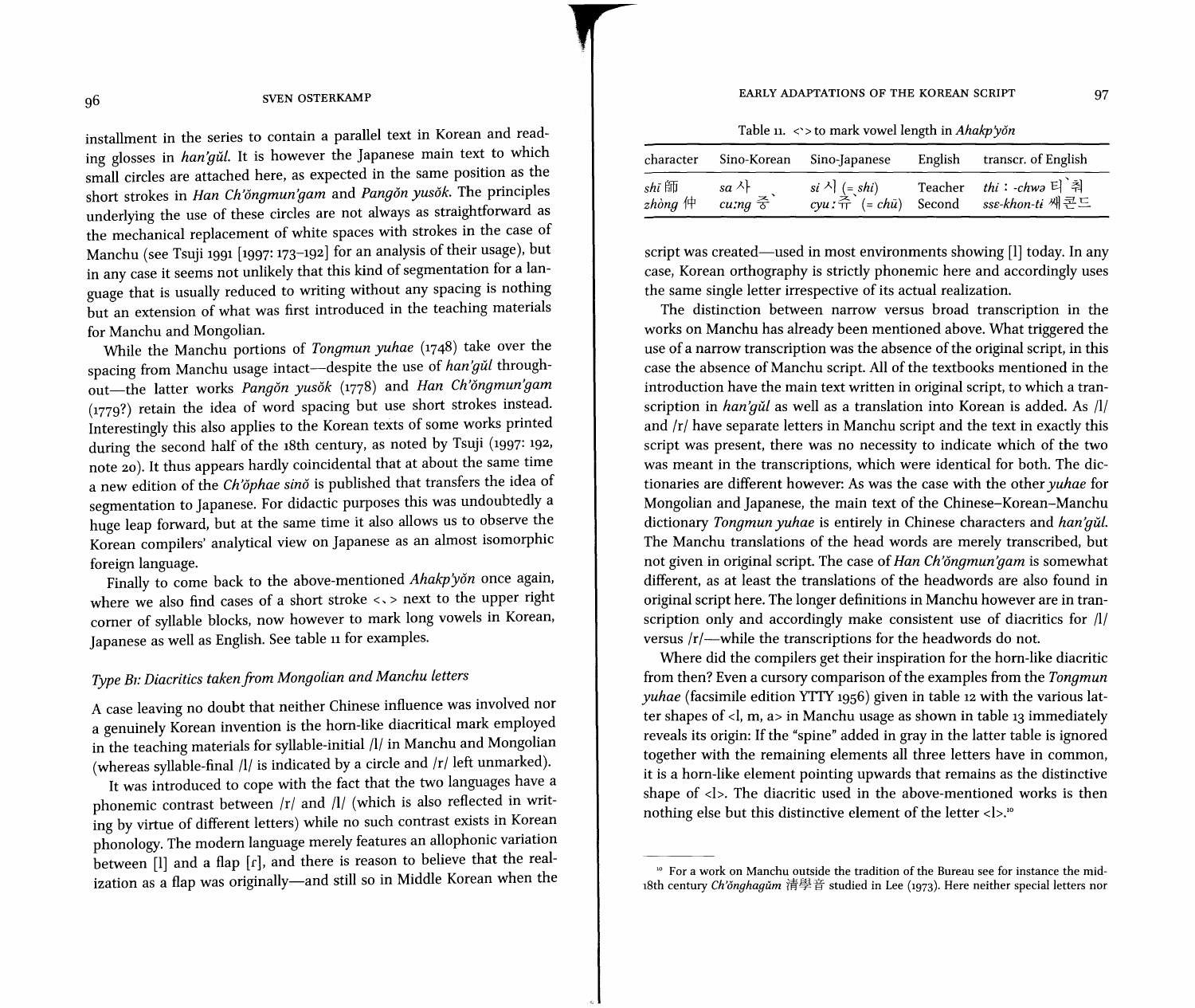installment in the series to contain a parallel text in Korean and reading glosses in *han'gŭl*. It is however the Japanese main text to which small circles are attached here, as expected in the same position as the short strokes in *Han Ch'ŏngmun'gam* and *Pangŏn yusŏk*. The principles underlying the use of these circles are not always as straightforward as the mechanical replacement of white spaces with strokes in the case of Manchu (see Tsuji 1991 [1997: 173–192] for an analysis of their usage), but in any case it seems not unlikely that this kind of segmentation for a language that is usually reduced to writing without any spacing is nothing but an extension of what was first introduced in the teaching materials for Manchu and Mongolian.

While the Manchu portions of *Tongmun yuhae* (1748) take over the spacing from Manchu usage intact—despite the use of *han'gŭl* throughout—the latter works *Pangŏn yusŏk* (1778) and *Han Ch'ŏngmun'gam* (1779?) retain the idea of word spacing but use short strokes instead. Interestingly this also applies to the Korean texts of some works printed during the second half of the 18th century, as noted by Tsuji (1997: 192, note 20). It thus appears hardly coincidental that at about the same time a new edition of the *Ch'ŏphae sinŏ* is published that transfers the idea of segmentation to Japanese. For didactic purposes this was undoubtedly a huge leap forward, but at the same time it also allows us to observe the Korean compilers' analytical view on Japanese as an almost isomorphic foreign language.

Finally to come back to the above-mentioned *Ahakp'yŏn* once again, where we also find cases of a short stroke <、> next to the upper right corner of syllable blocks, now however to mark long vowels in Korean, Japanese as well as English. See table 11 for examples.

### *Type B1: Diacritics taken from Mongolian and Manchu letters*

A case leaving no doubt that neither Chinese influence was involved nor a genuinely Korean invention is the horn-like diacritical mark employed in the teaching materials for syllable-initial /l/ in Manchu and Mongolian (whereas syllable-final /l/ is indicated by a circle and /r/ left unmarked).

It was introduced to cope with the fact that the two languages have a phonemic contrast between /r/ and /l/ (which is also reflected in writing by virtue of different letters) while no such contrast exists in Korean phonology. The modern language merely features an allophonic variation between [l] and a flap [ɾ], and there is reason to believe that the realization as a flap was originally—and still so in Middle Korean when the

Table 11. <、> to mark vowel length in *Ahakp'yŏn*

| character | Sino-Korean | Sino-Japanese | English | transcr. of English |
|---|---|---|---|---|
| *shī* 師 | *sa* 사 | *si* 시 (= *shi*) | Teacher | *thi : -chwə* 티`취 |
| *zhòng* 仲 | *cu:ng* 중` | *cyu :* 쥬` (= *chū*) | Second | *ssɛ-khon-ti* 쐐콘드 |

script was created—used in most environments showing [l] today. In any case, Korean orthography is strictly phonemic here and accordingly uses the same single letter irrespective of its actual realization.

The distinction between narrow versus broad transcription in the works on Manchu has already been mentioned above. What triggered the use of a narrow transcription was the absence of the original script, in this case the absence of Manchu script. All of the textbooks mentioned in the introduction have the main text written in original script, to which a transcription in *han'gŭl* as well as a translation into Korean is added. As /l/ and /r/ have separate letters in Manchu script and the text in exactly this script was present, there was no necessity to indicate which of the two was meant in the transcriptions, which were identical for both. The dictionaries are different however: As was the case with the other *yuhae* for Mongolian and Japanese, the main text of the Chinese–Korean–Manchu dictionary *Tongmun yuhae* is entirely in Chinese characters and *han'gŭl*. The Manchu translations of the head words are merely transcribed, but not given in original script. The case of *Han Ch'ŏngmun'gam* is somewhat different, as at least the translations of the headwords are also found in original script here. The longer definitions in Manchu however are in transcription only and accordingly make consistent use of diacritics for /l/ versus /r/—while the transcriptions for the headwords do not.

Where did the compilers get their inspiration for the horn-like diacritic from then? Even a cursory comparison of the examples from the *Tongmun yuhae* (facsimile edition YTTY 1956) given in table 12 with the various latter shapes of <l, m, a> in Manchu usage as shown in table 13 immediately reveals its origin: If the "spine" added in gray in the latter table is ignored together with the remaining elements all three letters have in common, it is a horn-like element pointing upwards that remains as the distinctive shape of <l>. The diacritic used in the above-mentioned works is then nothing else but this distinctive element of the letter <l>.[10]

[10] For a work on Manchu outside the tradition of the Bureau see for instance the mid-18th century *Ch'ŏnghagŭm* 清學音 studied in Lee (1973). Here neither special letters nor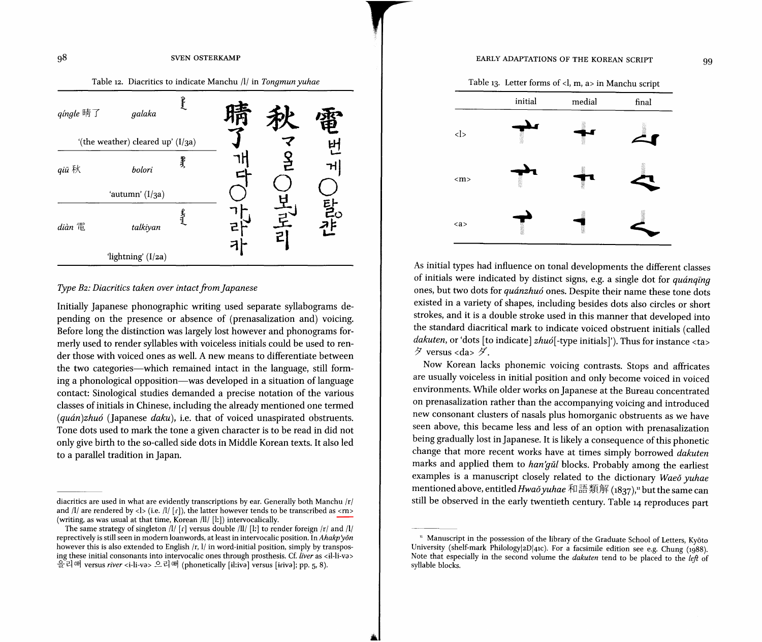Table 12. Diacritics to indicate Manchu /l/ in *Tongmun yuhae*

| | | |
|---|---|---|
| *qíngle* 晴了 | *galaka* | 晴了 개다 ○간라카 |
| '(the weather) cleared up' (I/3a) | | |
| *qiū* 秋 | *bolori* | 秋 マ올 ○본로리 |
| 'autumn' (I/3a) | | |
| *diàn* 電 | *talkiyan* | 電 번게 ○탈ᆫ갼 |
| 'lightning' (I/2a) | | |

### *Type B2: Diacritics taken over intact from Japanese*

Initially Japanese phonographic writing used separate syllabograms depending on the presence or absence of (prenasalization and) voicing. Before long the distinction was largely lost however and phonograms formerly used to render syllables with voiceless initials could be used to render those with voiced ones as well. A new means to differentiate between the two categories—which remained intact in the language, still forming a phonological opposition—was developed in a situation of language contact: Sinological studies demanded a precise notation of the various classes of initials in Chinese, including the already mentioned one termed *(quán)zhuó* (Japanese *daku*), i.e. that of voiced unaspirated obstruents. Tone dots used to mark the tone a given character is to be read in did not only give birth to the so-called side dots in Middle Korean texts. It also led to a parallel tradition in Japan.

Table 13. Letter forms of <l, m, a> in Manchu script

| | initial | medial | final |
|---|---|---|---|
| <l> | | | |
| <m> | | | |
| <a> | | | |

As initial types had influence on tonal developments the different classes of initials were indicated by distinct signs, e.g. a single dot for *quánqīng* ones, but two dots for *quánzhuó* ones. Despite their name these tone dots existed in a variety of shapes, including besides dots also circles or short strokes, and it is a double stroke used in this manner that developed into the standard diacritical mark to indicate voiced obstruent initials (called *dakuten*, or 'dots [to indicate] *zhuó*[-type initials]'). Thus for instance <ta> タ versus <da> ダ.

Now Korean lacks phonemic voicing contrasts. Stops and affricates are usually voiceless in initial position and only become voiced in voiced environments. While older works on Japanese at the Bureau concentrated on prenasalization rather than the accompanying voicing and introduced new consonant clusters of nasals plus homorganic obstruents as we have seen above, this became less and less of an option with prenasalization being gradually lost in Japanese. It is likely a consequence of this phonetic change that more recent works have at times simply borrowed *dakuten* marks and applied them to *han'gŭl* blocks. Probably among the earliest examples is a manuscript closely related to the dictionary *Waeŏ yuhae* mentioned above, entitled *Hwaŏ yuhae* 和語類解 (1837),[11] but the same can still be observed in the early twentieth century. Table 14 reproduces part

---

diacritics are used in what are evidently transcriptions by ear. Generally both Manchu /r/ and /l/ are rendered by <l> (i.e. /l/ [ɾ]), the latter however tends to be transcribed as <rn> (writing, as was usual at that time, Korean /ll/ [l:]) intervocalically.

The same strategy of singleton /l/ [ɾ] versus double /ll/ [l:] to render foreign /r/ and /l/ reprectively is still seen in modern loanwords, at least in intervocalic position. In *Ahakp'yŏn* however this is also extended to English /r, l/ in word-initial position, simply by transposing these initial consonants into intervocalic ones through prosthesis. Cf. *liver* as <il-li-və> 을리애 versus *river* <i-li-və> 으리애 (phonetically [il:ivə] versus [iɾivə]; pp. 5, 8).

[11] Manuscript in the possession of the library of the Graduate School of Letters, Kyōto University (shelf-mark Philology|2D|41c). For a facsimile edition see e.g. Chung (1988). Note that especially in the second volume the *dakuten* tend to be placed to the *left* of syllable blocks.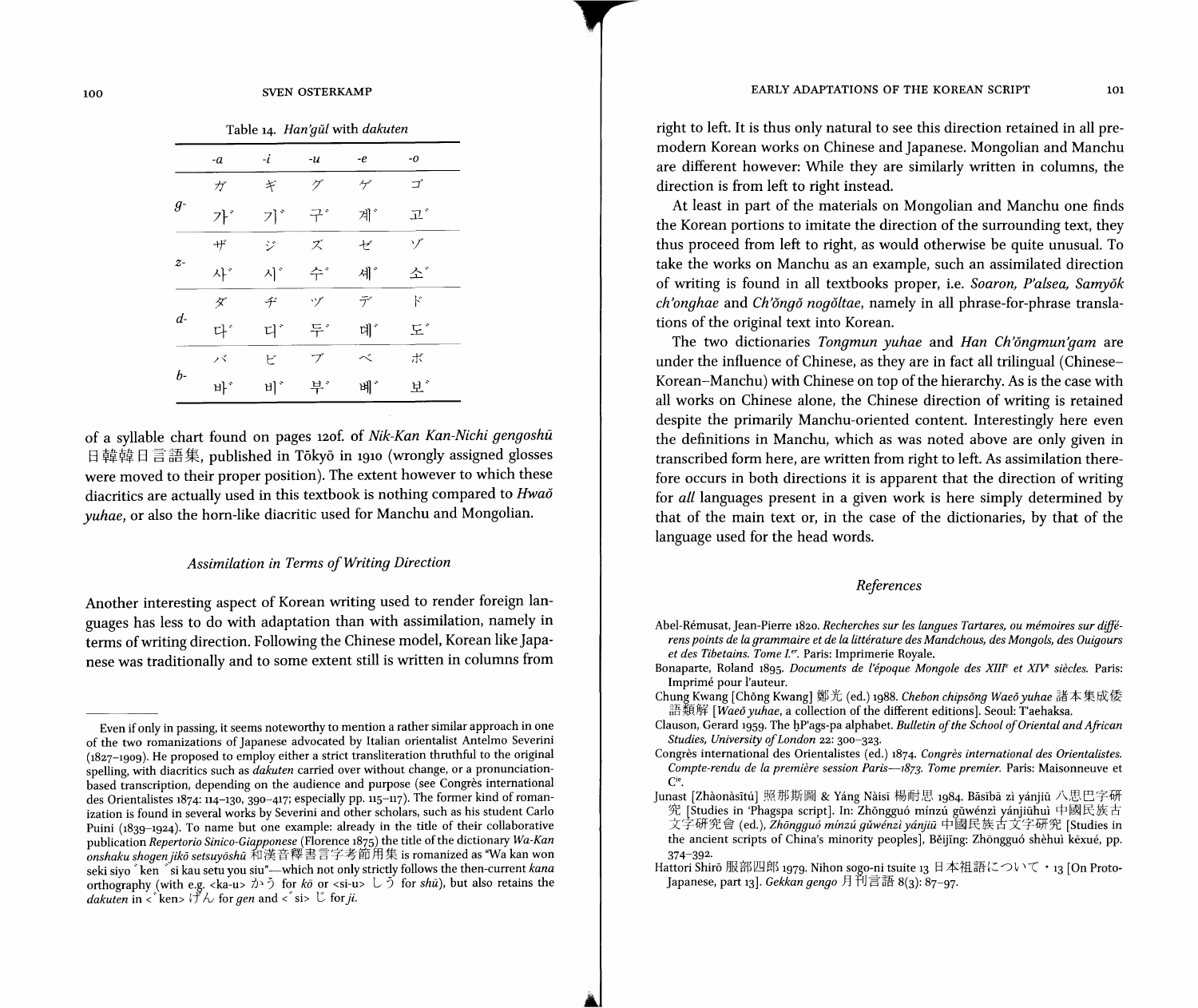Table 14. *Han'gŭl* with *dakuten*

| | -a | -i | -u | -e | -o |
|---|---|---|---|---|---|
| g- | ガ | ギ | グ | ゲ | ゴ |
| | 가゛ | 기゛ | 구゛ | 게゛ | 고゛ |
| z- | ザ | ジ | ズ | ゼ | ゾ |
| | 사゛ | 시゛ | 수゛ | 세゛ | 소゛ |
| d- | ダ | ヂ | ヅ | デ | ド |
| | 다゛ | 디゛ | 두゛ | 데゛ | 도゛ |
| b- | バ | ビ | ブ | ベ | ボ |
| | 바゛ | 비゛ | 부゛ | 베゛ | 보゛ |

of a syllable chart found on pages 120f. of *Nik-Kan Kan-Nichi gengoshū* 日韓韓日言語集, published in Tōkyō in 1910 (wrongly assigned glosses were moved to their proper position). The extent however to which these diacritics are actually used in this textbook is nothing compared to *Hwaŏ yuhae*, or also the horn-like diacritic used for Manchu and Mongolian.

### *Assimilation in Terms of Writing Direction*

Another interesting aspect of Korean writing used to render foreign languages has less to do with adaptation than with assimilation, namely in terms of writing direction. Following the Chinese model, Korean like Japanese was traditionally and to some extent still is written in columns from right to left. It is thus only natural to see this direction retained in all premodern Korean works on Chinese and Japanese. Mongolian and Manchu are different however: While they are similarly written in columns, the direction is from left to right instead.

At least in part of the materials on Mongolian and Manchu one finds the Korean portions to imitate the direction of the surrounding text, they thus proceed from left to right, as would otherwise be quite unusual. To take the works on Manchu as an example, such an assimilated direction of writing is found in all textbooks proper, i.e. *Soaron, P'alsea, Samyŏk ch'onghae* and *Ch'ŏngŏ nogŏltae*, namely in all phrase-for-phrase translations of the original text into Korean.

The two dictionaries *Tongmun yuhae* and *Han Ch'ŏngmun'gam* are under the influence of Chinese, as they are in fact all trilingual (Chinese–Korean–Manchu) with Chinese on top of the hierarchy. As is the case with all works on Chinese alone, the Chinese direction of writing is retained despite the primarily Manchu-oriented content. Interestingly here even the definitions in Manchu, which as was noted above are only given in transcribed form here, are written from right to left. As assimilation therefore occurs in both directions it is apparent that the direction of writing for *all* languages present in a given work is here simply determined by that of the main text or, in the case of the dictionaries, by that of the language used for the head words.

Even if only in passing, it seems noteworthy to mention a rather similar approach in one of the two romanizations of Japanese advocated by Italian orientalist Antelmo Severini (1827–1909). He proposed to employ either a strict transliteration thruthful to the original spelling, with diacritics such as *dakuten* carried over without change, or a pronunciation-based transcription, depending on the audience and purpose (see Congrès international des Orientalistes 1874: 114–130, 390–417; especially pp. 115–117). The former kind of romanization is found in several works by Severini and other scholars, such as his student Carlo Puini (1839–1924). To name but one example: already in the title of their collaborative publication *Repertorio Sinico-Giapponese* (Florence 1875) the title of the dictionary *Wa-Kan onshaku shogen jikō setsuyōshū* 和漢音釋書言字考節用集 is romanized as "Wa kan won seki siyo ゛ken ゛si kau setu you siu"—which not only strictly follows the then-current *kana* orthography (with e.g. <ka-u> かう for *kō* or <si-u> しう for *shū*), but also retains the *dakuten* in <゛ken> げん for *gen* and <゛si> じ for *ji*.

### *References*

Abel-Rémusat, Jean-Pierre 1820. *Recherches sur les langues Tartares, ou mémoires sur différens points de la grammaire et de la littérature des Mandchous, des Mongols, des Ouigours et des Tibetains. Tome I.er*. Paris: Imprimerie Royale.

Bonaparte, Roland 1895. *Documents de l'époque Mongole des XIIIe et XIVe siècles*. Paris: Imprimé pour l'auteur.

Chung Kwang [Chŏng Kwang] 鄭光 (ed.) 1988. *Chebon chipsŏng Waeŏ yuhae* 諸本集成倭語類解 [*Waeŏ yuhae*, a collection of the different editions]. Seoul: T'aehaksa.

Clauson, Gerard 1959. The ḥP'ags-pa alphabet. *Bulletin of the School of Oriental and African Studies, University of London* 22: 300–323.

Congrès international des Orientalistes (ed.) 1874. *Congrès international des Orientalistes. Compte-rendu de la première session Paris—1873. Tome premier*. Paris: Maisonneuve et Cie.

Junast [Zhàonàsītú] 照那斯圖 & Yáng Nàisī 楊耐思 1984. Bāsībā zì yánjiū 八思巴字研究 [Studies in 'Phagspa script]. In: Zhōngguó mínzú gǔwénzì yánjiūhuì 中國民族古文字研究會 (ed.), *Zhōngguó mínzú gǔwénzì yánjiū* 中國民族古文字研究 [Studies in the ancient scripts of China's minority peoples], Běijīng: Zhōngguó shèhuì kēxué, pp. 374–392.

Hattori Shirō 服部四郎 1979. Nihon sogo-ni tsuite 13 日本祖語について・13 [On Proto-Japanese, part 13]. *Gekkan gengo* 月刊言語 8(3): 87–97.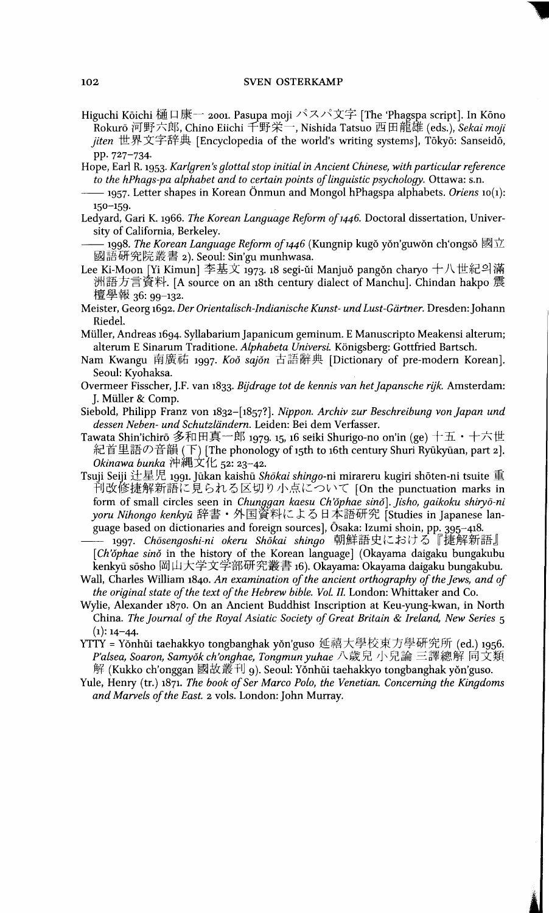Higuchi Kōichi 樋口康一 2001. Pasupa moji パスパ文字 [The 'Phagspa script]. In Kōno Rokurō 河野六郎, Chino Eiichi 千野栄一, Nishida Tatsuo 西田龍雄 (eds.), *Sekai moji jiten* 世界文字辞典 [Encyclopedia of the world's writing systems], Tōkyō: Sanseidō, pp. 727–734.

Hope, Earl R. 1953. *Karlgren's glottal stop initial in Ancient Chinese, with particular reference to the hPhags-pa alphabet and to certain points of linguistic psychology.* Ottawa: s.n.

—— 1957. Letter shapes in Korean Önmun and Mongol hPhagspa alphabets. *Oriens* 10(1): 150–159.

Ledyard, Gari K. 1966. *The Korean Language Reform of 1446.* Doctoral dissertation, University of California, Berkeley.

—— 1998. *The Korean Language Reform of 1446* (Kungnip kugŏ yŏn'guwŏn ch'ongsŏ 國立國語研究院叢書 2). Seoul: Sin'gu munhwasa.

Lee Ki-Moon [Yi Kimun] 李基文 1973. 18 segi-ŭi Manjuŏ pangŏn charyo 十八世紀의滿洲語方言資料. [A source on an 18th century dialect of Manchu]. Chindan hakpo 震檀學報 36: 99–132.

Meister, Georg 1692. *Der Orientalisch-Indianische Kunst- und Lust-Gärtner.* Dresden: Johann Riedel.

Müller, Andreas 1694. Syllabarium Japanicum geminum. E Manuscripto Meakensi alterum; alterum E Sinarum Traditione. *Alphabeta Universi.* Königsberg: Gottfried Bartsch.

Nam Kwangu 南廣祐 1997. *Koŏ sajŏn* 古語辭典 [Dictionary of pre-modern Korean]. Seoul: Kyohaksa.

Overmeer Fisscher, J.F. van 1833. *Bijdrage tot de kennis van het Japansche rijk.* Amsterdam: J. Müller & Comp.

Siebold, Philipp Franz von 1832–[1857?]. *Nippon. Archiv zur Beschreibung von Japan und dessen Neben- und Schutzländern.* Leiden: Bei dem Verfasser.

Tawata Shin'ichirō 多和田真一郎 1979. 15, 16 seiki Shurigo-no on'in (ge) 十五・十六世紀首里語の音韻 (下) [The phonology of 15th to 16th century Shuri Ryūkyūan, part 2]. *Okinawa bunka* 沖縄文化 52: 23–42.

Tsuji Seiji 辻星児 1991. Jūkan kaishū *Shōkai shingo*-ni mirareru kugiri shōten-ni tsuite 重刊改修捷解新語に見られる区切り小点について [On the punctuation marks in form of small circles seen in *Chunggan kaesu Ch'ŏphae sinŏ*]. *Jisho, gaikoku shiryō-ni yoru Nihongo kenkyū* 辞書・外国資料による日本語研究 [Studies in Japanese language based on dictionaries and foreign sources], Ōsaka: Izumi shoin, pp. 395–418.

—— 1997. *Chōsengoshi-ni okeru Shōkai shingo* 朝鮮語史における『捷解新語』 [*Ch'ŏphae sinŏ* in the history of the Korean language] (Okayama daigaku bungakubu kenkyū sōsho 岡山大学文学部研究叢書 16). Okayama: Okayama daigaku bungakubu.

Wall, Charles William 1840. *An examination of the ancient orthography of the Jews, and of the original state of the text of the Hebrew bible. Vol. II.* London: Whittaker and Co.

Wylie, Alexander 1870. On an Ancient Buddhist Inscription at Keu-yung-kwan, in North China. *The Journal of the Royal Asiatic Society of Great Britain & Ireland, New Series* 5 (1): 14–44.

YTTY = Yŏnhŭi taehakkyo tongbanghak yŏn'guso 延禧大學校東方學研究所 (ed.) 1956. *P'alsea, Soaron, Samyŏk ch'onghae, Tongmun yuhae* 八歲兒 小兒論 三譯總解 同文類解 (Kukko ch'onggan 國故叢刊 9). Seoul: Yŏnhŭi taehakkyo tongbanghak yŏn'guso.

Yule, Henry (tr.) 1871. *The book of Ser Marco Polo, the Venetian. Concerning the Kingdoms and Marvels of the East.* 2 vols. London: John Murray.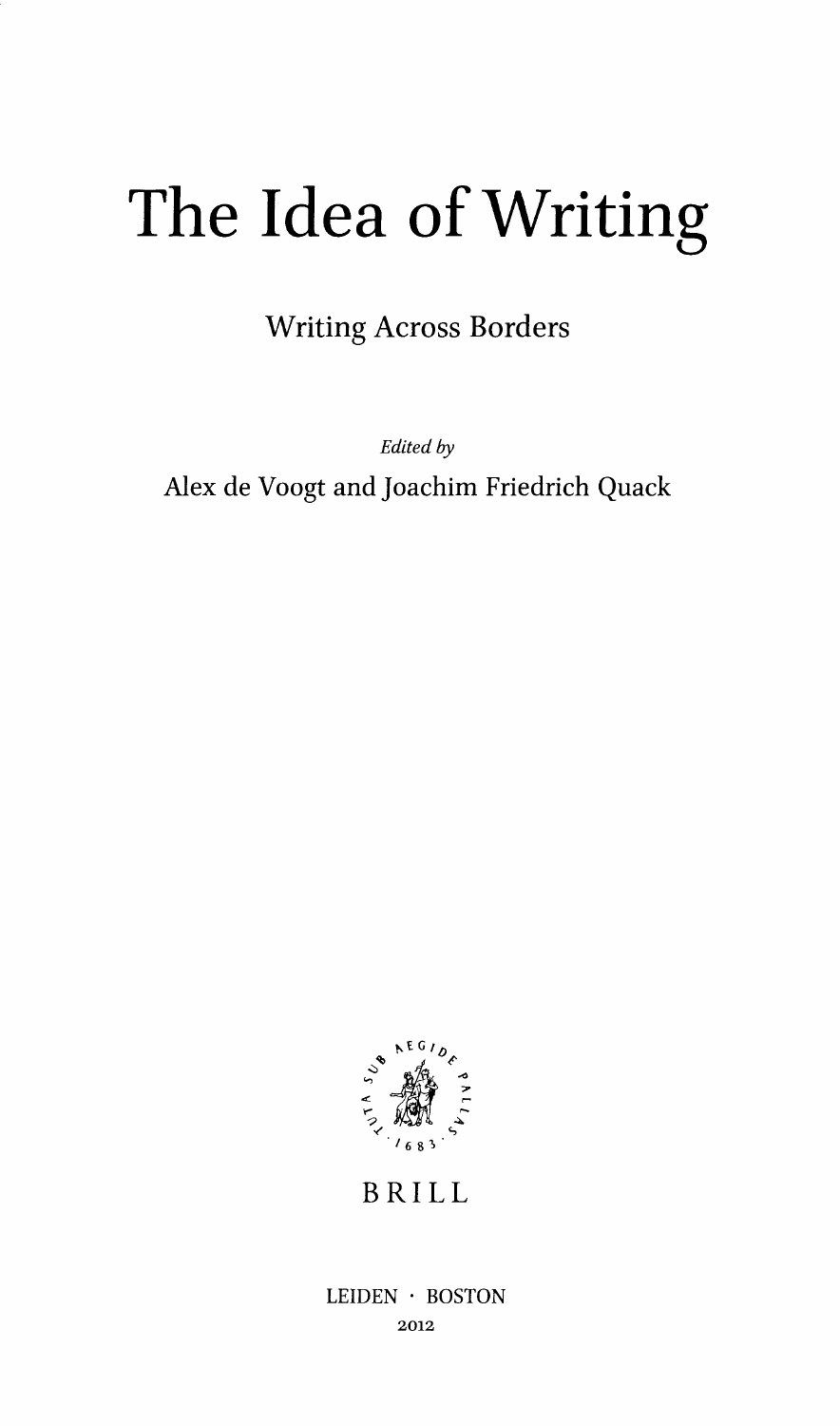# The Idea of Writing

## Writing Across Borders

*Edited by*

Alex de Voogt and Joachim Friedrich Quack

BRILL

LEIDEN · BOSTON

2012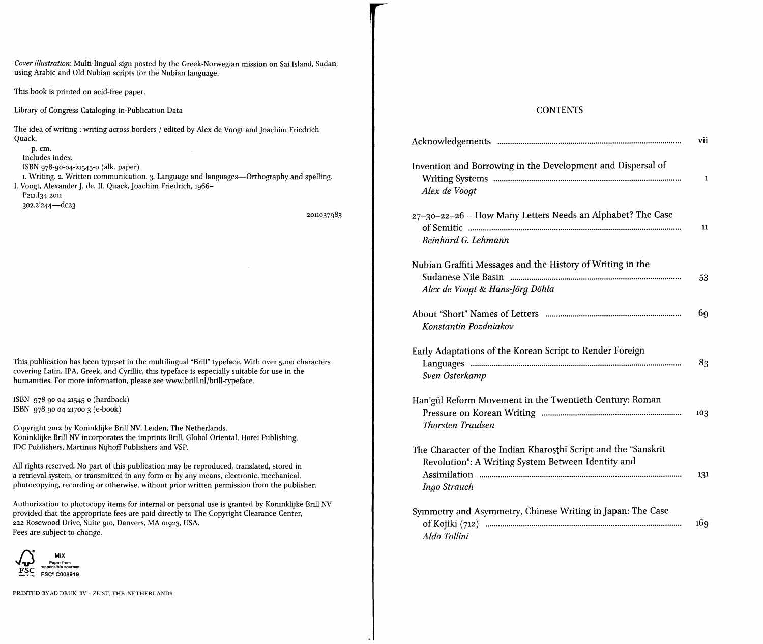*Cover illustration*: Multi-lingual sign posted by the Greek-Norwegian mission on Sai Island, Sudan, using Arabic and Old Nubian scripts for the Nubian language.

This book is printed on acid-free paper.

Library of Congress Cataloging-in-Publication Data

The idea of writing : writing across borders / edited by Alex de Voogt and Joachim Friedrich Quack.
p. cm.
Includes index.
ISBN 978-90-04-21545-0 (alk. paper)
1. Writing. 2. Written communication. 3. Language and languages—Orthography and spelling.
I. Voogt, Alexander J. de. II. Quack, Joachim Friedrich, 1966–
P211.I34 2011
302.2'244—dc23

2011037983

This publication has been typeset in the multilingual "Brill" typeface. With over 5,100 characters covering Latin, IPA, Greek, and Cyrillic, this typeface is especially suitable for use in the humanities. For more information, please see www.brill.nl/brill-typeface.

ISBN 978 90 04 21545 0 (hardback)
ISBN 978 90 04 21700 3 (e-book)

Copyright 2012 by Koninklijke Brill NV, Leiden, The Netherlands.
Koninklijke Brill NV incorporates the imprints Brill, Global Oriental, Hotei Publishing, IDC Publishers, Martinus Nijhoff Publishers and VSP.

All rights reserved. No part of this publication may be reproduced, translated, stored in a retrieval system, or transmitted in any form or by any means, electronic, mechanical, photocopying, recording or otherwise, without prior written permission from the publisher.

Authorization to photocopy items for internal or personal use is granted by Koninklijke Brill NV provided that the appropriate fees are paid directly to The Copyright Clearance Center, 222 Rosewood Drive, Suite 910, Danvers, MA 01923, USA.
Fees are subject to change.

MIX
Paper from responsible sources
FSC® C008919

PRINTED BY AD DRUK BV - ZEIST, THE NETHERLANDS

# CONTENTS

Acknowledgements ........ vii

Invention and Borrowing in the Development and Dispersal of Writing Systems ........ 1
*Alex de Voogt*

27–30–22–26 – How Many Letters Needs an Alphabet? The Case of Semitic ........ 11
*Reinhard G. Lehmann*

Nubian Graffiti Messages and the History of Writing in the Sudanese Nile Basin ........ 53
*Alex de Voogt & Hans-Jörg Döhla*

About "Short" Names of Letters ........ 69
*Konstantin Pozdniakov*

Early Adaptations of the Korean Script to Render Foreign Languages ........ 83
*Sven Osterkamp*

Han'gŭl Reform Movement in the Twentieth Century: Roman Pressure on Korean Writing ........ 103
*Thorsten Traulsen*

The Character of the Indian Kharoṣṭhī Script and the "Sanskrit Revolution": A Writing System Between Identity and Assimilation ........ 131
*Ingo Strauch*

Symmetry and Asymmetry, Chinese Writing in Japan: The Case of Kojiki (712) ........ 169
*Aldo Tollini*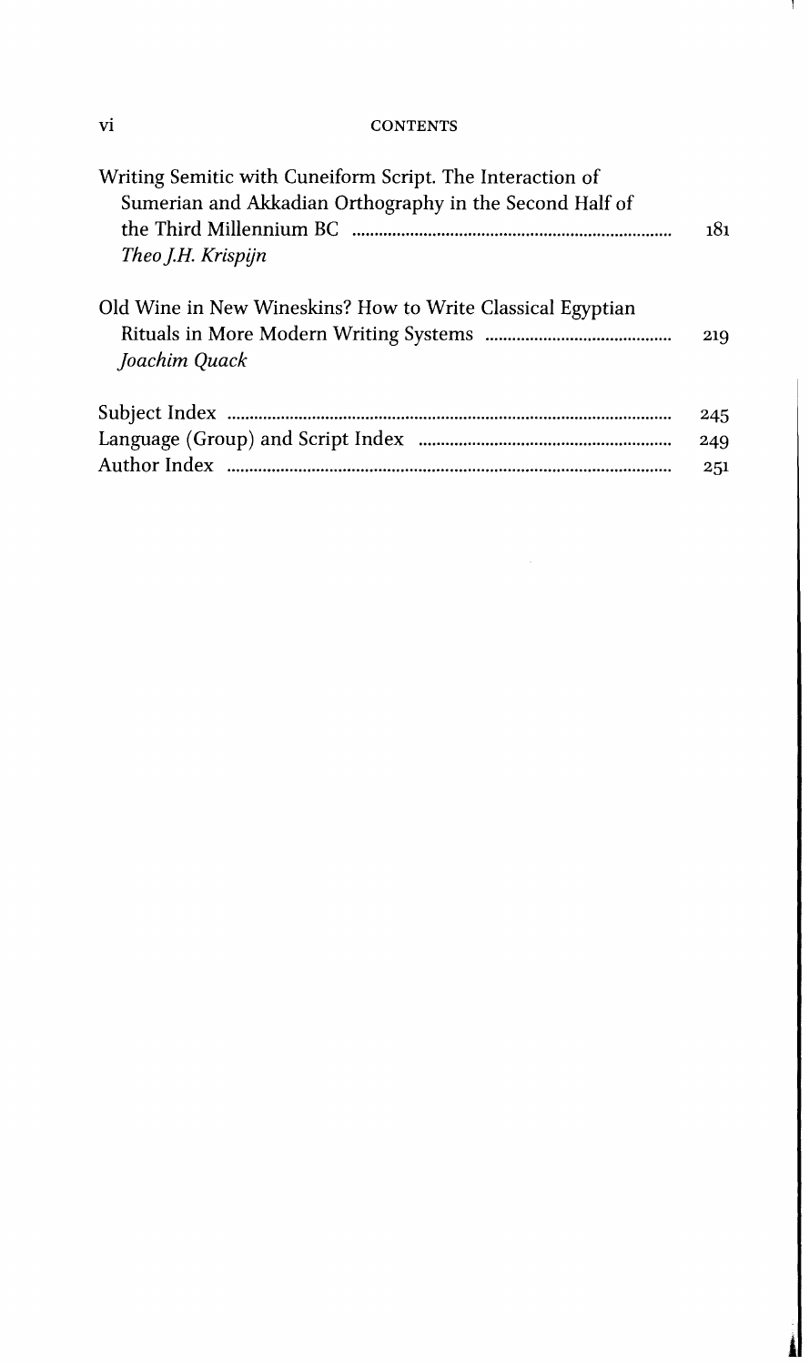Writing Semitic with Cuneiform Script. The Interaction of Sumerian and Akkadian Orthography in the Second Half of the Third Millennium BC ........ 181
*Theo J.H. Krispijn*

Old Wine in New Wineskins? How to Write Classical Egyptian Rituals in More Modern Writing Systems ........ 219
*Joachim Quack*

Subject Index ........ 245
Language (Group) and Script Index ........ 249
Author Index ........ 251